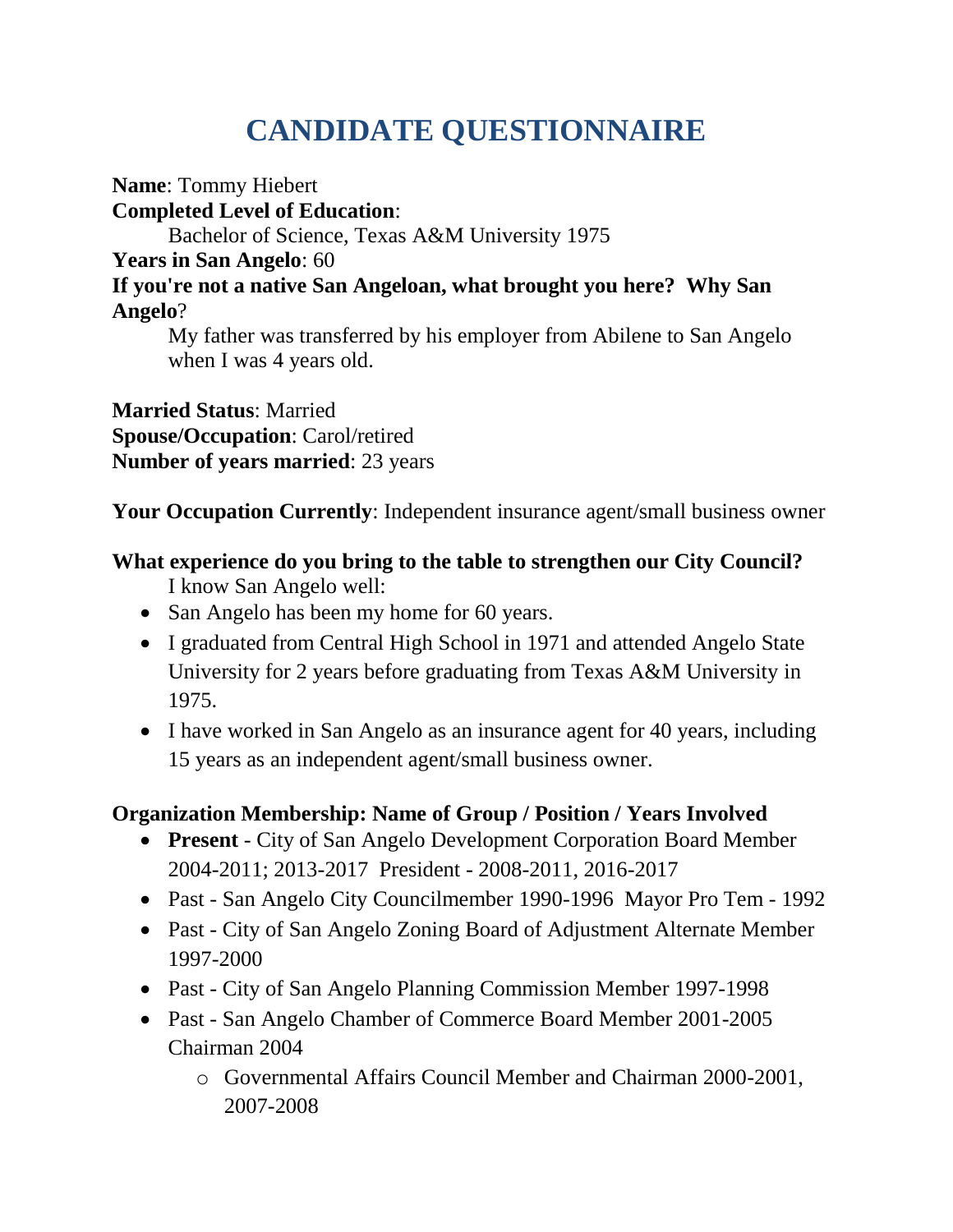# CANDIDATE QUESTIONNAIRE

**Name**: Tommy Hiebert
**Completed Level of Education**:
Bachelor of Science, Texas A&M University 1975
**Years in San Angelo**: 60
**If you're not a native San Angeloan, what brought you here? Why San Angelo**?
My father was transferred by his employer from Abilene to San Angelo when I was 4 years old.

**Married Status**: Married
**Spouse/Occupation**: Carol/retired
**Number of years married**: 23 years

**Your Occupation Currently**: Independent insurance agent/small business owner

**What experience do you bring to the table to strengthen our City Council?**
I know San Angelo well:

- San Angelo has been my home for 60 years.
- I graduated from Central High School in 1971 and attended Angelo State University for 2 years before graduating from Texas A&M University in 1975.
- I have worked in San Angelo as an insurance agent for 40 years, including 15 years as an independent agent/small business owner.

**Organization Membership: Name of Group / Position / Years Involved**

- **Present** - City of San Angelo Development Corporation Board Member 2004-2011; 2013-2017 President - 2008-2011, 2016-2017
- Past - San Angelo City Councilmember 1990-1996 Mayor Pro Tem - 1992
- Past - City of San Angelo Zoning Board of Adjustment Alternate Member 1997-2000
- Past - City of San Angelo Planning Commission Member 1997-1998
- Past - San Angelo Chamber of Commerce Board Member 2001-2005 Chairman 2004
    - Governmental Affairs Council Member and Chairman 2000-2001, 2007-2008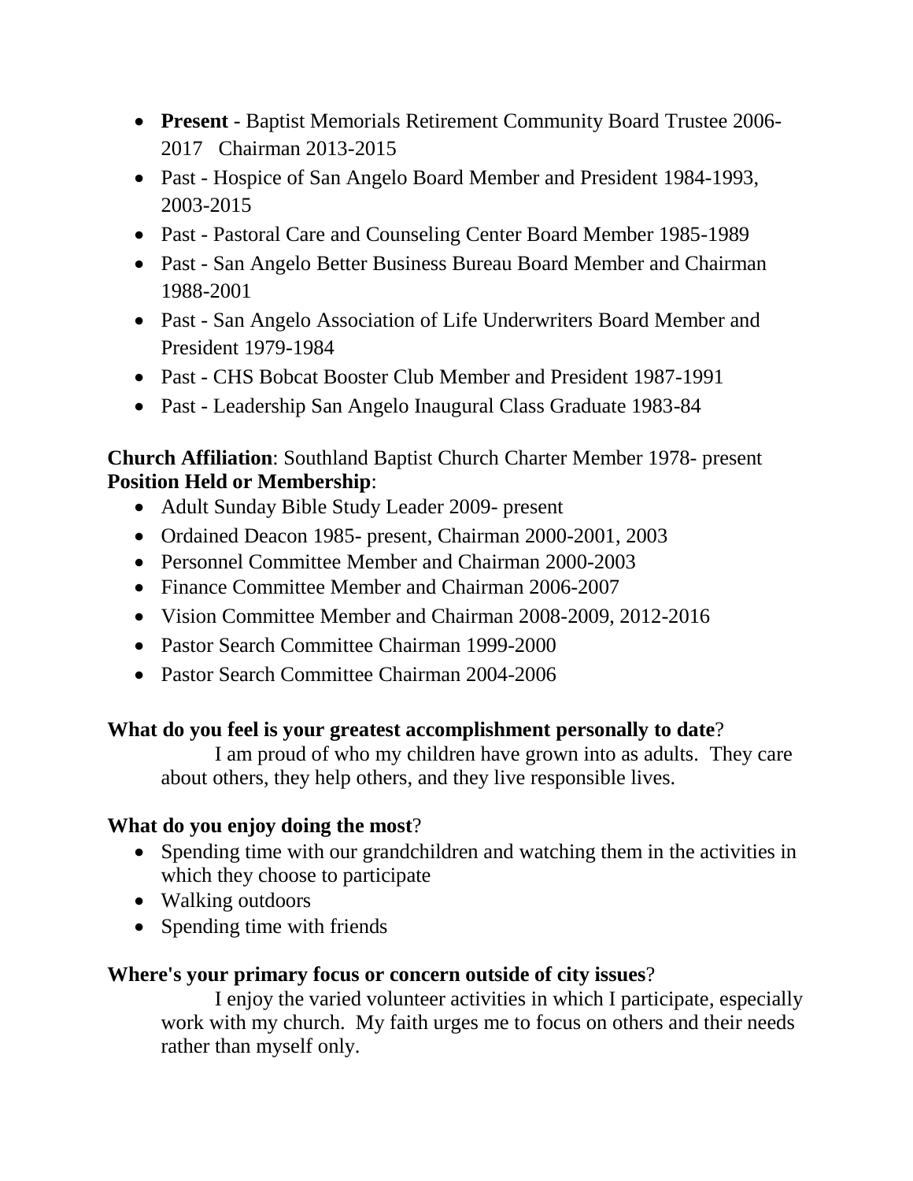- **Present** - Baptist Memorials Retirement Community Board Trustee 2006-2017 Chairman 2013-2015
- Past - Hospice of San Angelo Board Member and President 1984-1993, 2003-2015
- Past - Pastoral Care and Counseling Center Board Member 1985-1989
- Past - San Angelo Better Business Bureau Board Member and Chairman 1988-2001
- Past - San Angelo Association of Life Underwriters Board Member and President 1979-1984
- Past - CHS Bobcat Booster Club Member and President 1987-1991
- Past - Leadership San Angelo Inaugural Class Graduate 1983-84

**Church Affiliation**: Southland Baptist Church Charter Member 1978- present
**Position Held or Membership**:

- Adult Sunday Bible Study Leader 2009- present
- Ordained Deacon 1985- present, Chairman 2000-2001, 2003
- Personnel Committee Member and Chairman 2000-2003
- Finance Committee Member and Chairman 2006-2007
- Vision Committee Member and Chairman 2008-2009, 2012-2016
- Pastor Search Committee Chairman 1999-2000
- Pastor Search Committee Chairman 2004-2006

**What do you feel is your greatest accomplishment personally to date**?

I am proud of who my children have grown into as adults. They care about others, they help others, and they live responsible lives.

**What do you enjoy doing the most**?

- Spending time with our grandchildren and watching them in the activities in which they choose to participate
- Walking outdoors
- Spending time with friends

**Where's your primary focus or concern outside of city issues**?

I enjoy the varied volunteer activities in which I participate, especially work with my church. My faith urges me to focus on others and their needs rather than myself only.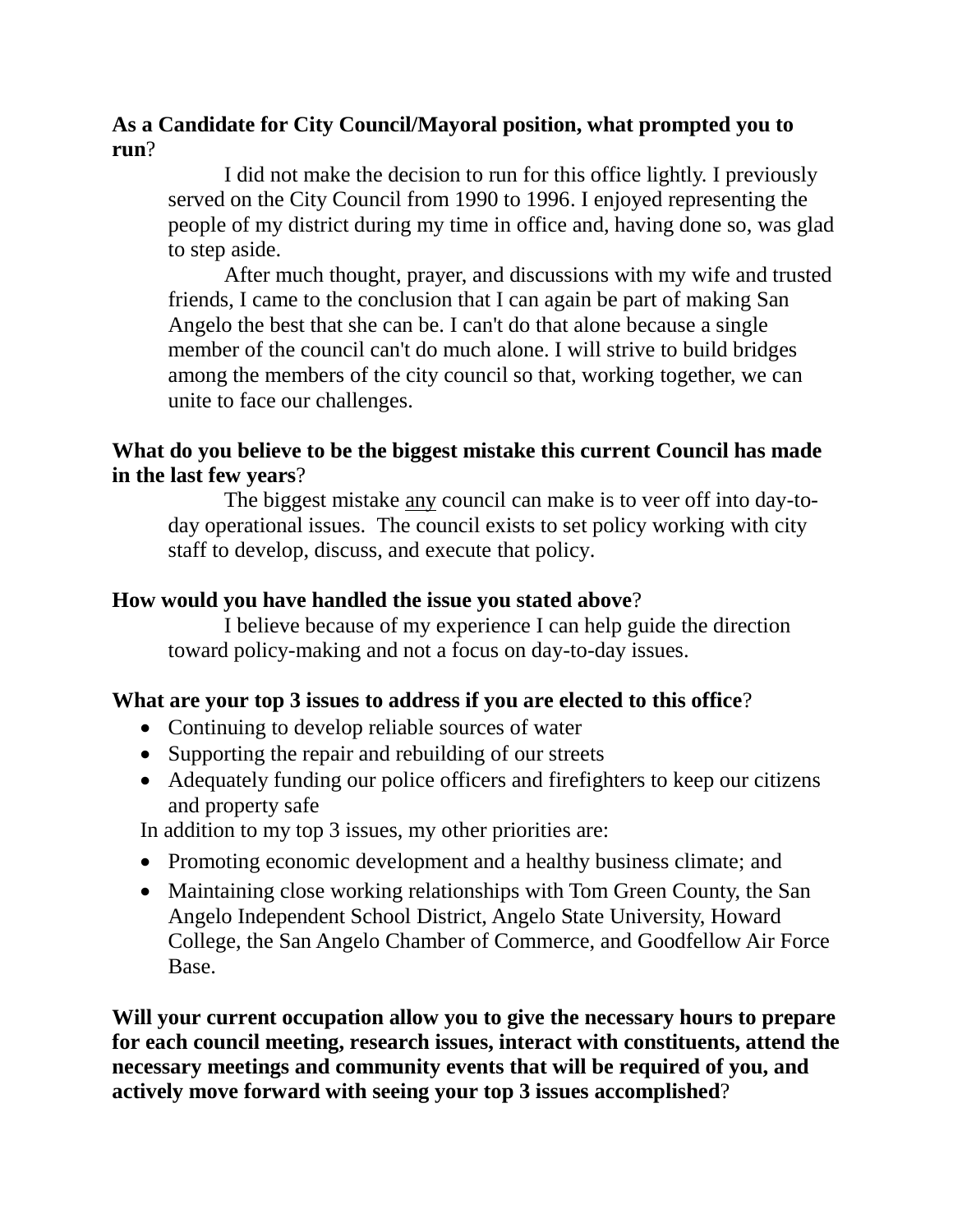**As a Candidate for City Council/Mayoral position, what prompted you to run**?

I did not make the decision to run for this office lightly. I previously served on the City Council from 1990 to 1996. I enjoyed representing the people of my district during my time in office and, having done so, was glad to step aside.

After much thought, prayer, and discussions with my wife and trusted friends, I came to the conclusion that I can again be part of making San Angelo the best that she can be. I can't do that alone because a single member of the council can't do much alone. I will strive to build bridges among the members of the city council so that, working together, we can unite to face our challenges.

**What do you believe to be the biggest mistake this current Council has made in the last few years**?

The biggest mistake <u>any</u> council can make is to veer off into day-to-day operational issues. The council exists to set policy working with city staff to develop, discuss, and execute that policy.

**How would you have handled the issue you stated above**?

I believe because of my experience I can help guide the direction toward policy-making and not a focus on day-to-day issues.

**What are your top 3 issues to address if you are elected to this office**?

- Continuing to develop reliable sources of water
- Supporting the repair and rebuilding of our streets
- Adequately funding our police officers and firefighters to keep our citizens and property safe

In addition to my top 3 issues, my other priorities are:

- Promoting economic development and a healthy business climate; and
- Maintaining close working relationships with Tom Green County, the San Angelo Independent School District, Angelo State University, Howard College, the San Angelo Chamber of Commerce, and Goodfellow Air Force Base.

**Will your current occupation allow you to give the necessary hours to prepare for each council meeting, research issues, interact with constituents, attend the necessary meetings and community events that will be required of you, and actively move forward with seeing your top 3 issues accomplished**?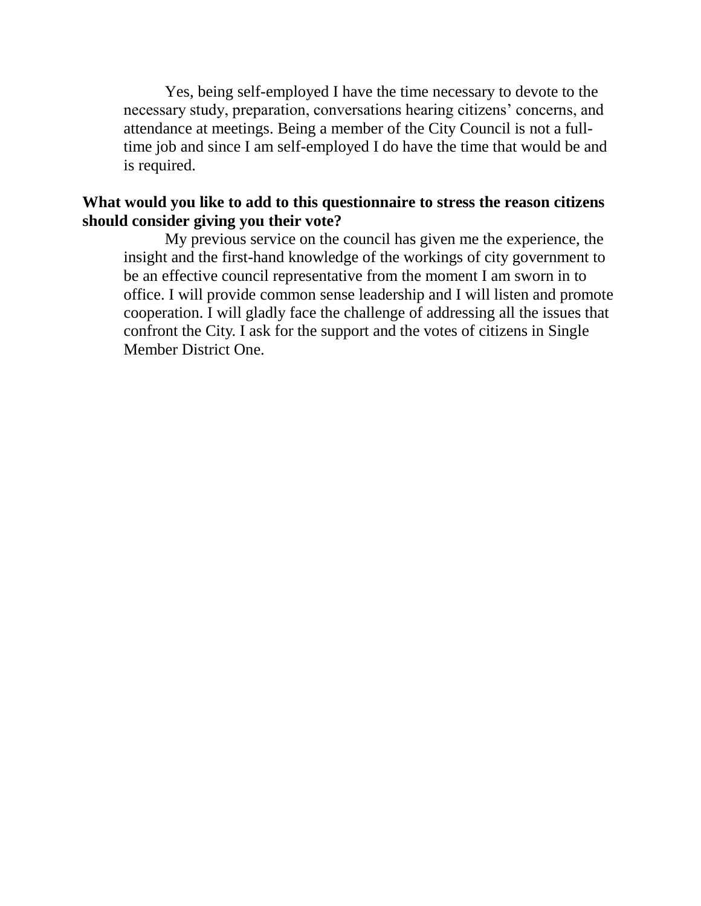Yes, being self-employed I have the time necessary to devote to the necessary study, preparation, conversations hearing citizens' concerns, and attendance at meetings. Being a member of the City Council is not a full-time job and since I am self-employed I do have the time that would be and is required.

**What would you like to add to this questionnaire to stress the reason citizens should consider giving you their vote?**

My previous service on the council has given me the experience, the insight and the first-hand knowledge of the workings of city government to be an effective council representative from the moment I am sworn in to office. I will provide common sense leadership and I will listen and promote cooperation. I will gladly face the challenge of addressing all the issues that confront the City. I ask for the support and the votes of citizens in Single Member District One.